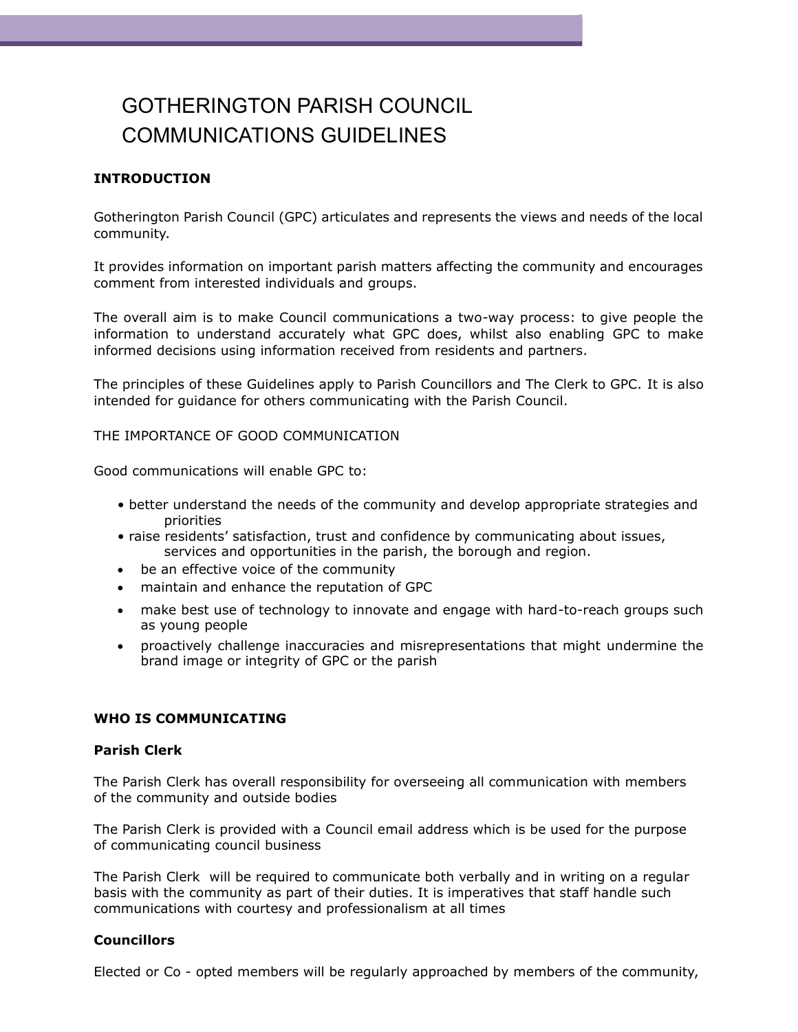# GOTHERINGTON PARISH COUNCIL COMMUNICATIONS GUIDELINES

## INTRODUCTION

Gotherington Parish Council (GPC) articulates and represents the views and needs of the local community.

It provides information on important parish matters affecting the community and encourages comment from interested individuals and groups.

The overall aim is to make Council communications a two-way process: to give people the information to understand accurately what GPC does, whilst also enabling GPC to make informed decisions using information received from residents and partners.

The principles of these Guidelines apply to Parish Councillors and The Clerk to GPC. It is also intended for guidance for others communicating with the Parish Council.

THE IMPORTANCE OF GOOD COMMUNICATION

Good communications will enable GPC to:

- better understand the needs of the community and develop appropriate strategies and priorities
- raise residents' satisfaction, trust and confidence by communicating about issues, services and opportunities in the parish, the borough and region.
- be an effective voice of the community
- maintain and enhance the reputation of GPC
- make best use of technology to innovate and engage with hard-to-reach groups such as young people
- proactively challenge inaccuracies and misrepresentations that might undermine the brand image or integrity of GPC or the parish

## WHO IS COMMUNICATING

### Parish Clerk

The Parish Clerk has overall responsibility for overseeing all communication with members of the community and outside bodies

The Parish Clerk is provided with a Council email address which is be used for the purpose of communicating council business

The Parish Clerk  will be required to communicate both verbally and in writing on a regular basis with the community as part of their duties. It is imperatives that staff handle such communications with courtesy and professionalism at all times

### Councillors

Elected or Co - opted members will be regularly approached by members of the community,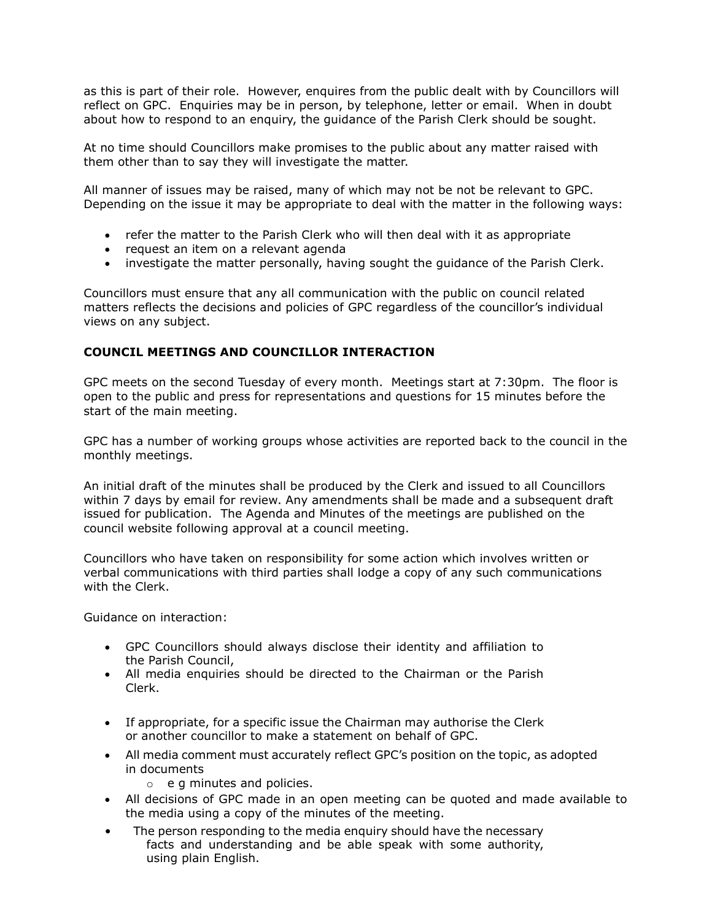as this is part of their role. However, enquires from the public dealt with by Councillors will reflect on GPC. Enquiries may be in person, by telephone, letter or email. When in doubt about how to respond to an enquiry, the guidance of the Parish Clerk should be sought.

At no time should Councillors make promises to the public about any matter raised with them other than to say they will investigate the matter.

All manner of issues may be raised, many of which may not be not be relevant to GPC. Depending on the issue it may be appropriate to deal with the matter in the following ways:

- refer the matter to the Parish Clerk who will then deal with it as appropriate
- request an item on a relevant agenda
- investigate the matter personally, having sought the guidance of the Parish Clerk.

Councillors must ensure that any all communication with the public on council related matters reflects the decisions and policies of GPC regardless of the councillor's individual views on any subject.

## COUNCIL MEETINGS AND COUNCILLOR INTERACTION

GPC meets on the second Tuesday of every month. Meetings start at 7:30pm. The floor is open to the public and press for representations and questions for 15 minutes before the start of the main meeting.

GPC has a number of working groups whose activities are reported back to the council in the monthly meetings.

An initial draft of the minutes shall be produced by the Clerk and issued to all Councillors within 7 days by email for review. Any amendments shall be made and a subsequent draft issued for publication. The Agenda and Minutes of the meetings are published on the council website following approval at a council meeting.

Councillors who have taken on responsibility for some action which involves written or verbal communications with third parties shall lodge a copy of any such communications with the Clerk.

Guidance on interaction:

- GPC Councillors should always disclose their identity and affiliation to the Parish Council,
- All media enquiries should be directed to the Chairman or the Parish Clerk.
- If appropriate, for a specific issue the Chairman may authorise the Clerk or another councillor to make a statement on behalf of GPC.
- All media comment must accurately reflect GPC's position on the topic, as adopted in documents
    - e g minutes and policies.
- All decisions of GPC made in an open meeting can be quoted and made available to the media using a copy of the minutes of the meeting.
- The person responding to the media enquiry should have the necessary facts and understanding and be able speak with some authority, using plain English.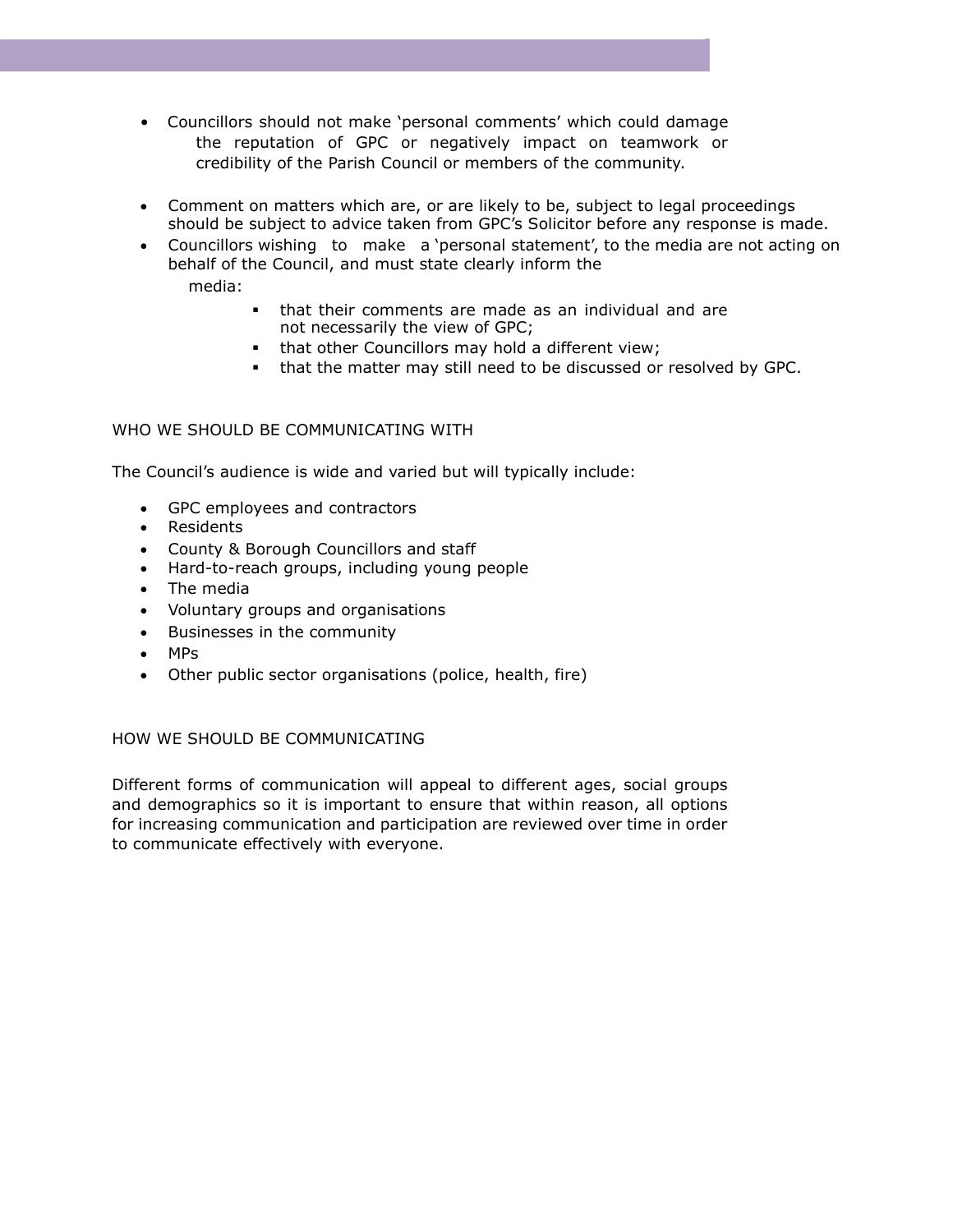- Councillors should not make 'personal comments' which could damage the reputation of GPC or negatively impact on teamwork or credibility of the Parish Council or members of the community.

- Comment on matters which are, or are likely to be, subject to legal proceedings should be subject to advice taken from GPC's Solicitor before any response is made.
- Councillors wishing to make a 'personal statement', to the media are not acting on behalf of the Council, and must state clearly inform the media:
  - that their comments are made as an individual and are not necessarily the view of GPC;
  - that other Councillors may hold a different view;
  - that the matter may still need to be discussed or resolved by GPC.

## WHO WE SHOULD BE COMMUNICATING WITH

The Council's audience is wide and varied but will typically include:

- GPC employees and contractors
- Residents
- County & Borough Councillors and staff
- Hard-to-reach groups, including young people
- The media
- Voluntary groups and organisations
- Businesses in the community
- MPs
- Other public sector organisations (police, health, fire)

## HOW WE SHOULD BE COMMUNICATING

Different forms of communication will appeal to different ages, social groups and demographics so it is important to ensure that within reason, all options for increasing communication and participation are reviewed over time in order to communicate effectively with everyone.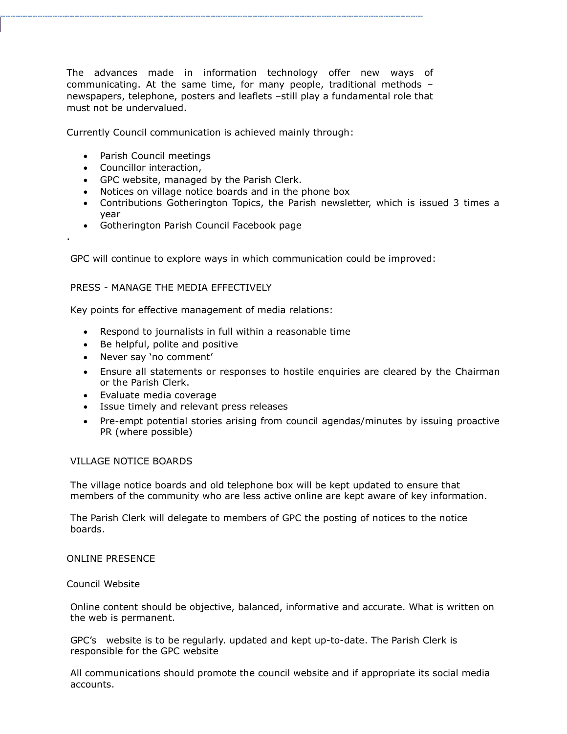The advances made in information technology offer new ways of communicating. At the same time, for many people, traditional methods – newspapers, telephone, posters and leaflets –still play a fundamental role that must not be undervalued.

Currently Council communication is achieved mainly through:

- Parish Council meetings
- Councillor interaction,
- GPC website, managed by the Parish Clerk.
- Notices on village notice boards and in the phone box
- Contributions Gotherington Topics, the Parish newsletter, which is issued 3 times a year
- Gotherington Parish Council Facebook page

.

GPC will continue to explore ways in which communication could be improved:

## PRESS - MANAGE THE MEDIA EFFECTIVELY

Key points for effective management of media relations:

- Respond to journalists in full within a reasonable time
- Be helpful, polite and positive
- Never say 'no comment'
- Ensure all statements or responses to hostile enquiries are cleared by the Chairman or the Parish Clerk.
- Evaluate media coverage
- Issue timely and relevant press releases
- Pre-empt potential stories arising from council agendas/minutes by issuing proactive PR (where possible)

## VILLAGE NOTICE BOARDS

The village notice boards and old telephone box will be kept updated to ensure that members of the community who are less active online are kept aware of key information.

The Parish Clerk will delegate to members of GPC the posting of notices to the notice boards.

## ONLINE PRESENCE

### Council Website

Online content should be objective, balanced, informative and accurate. What is written on the web is permanent.

GPC's website is to be regularly. updated and kept up-to-date. The Parish Clerk is responsible for the GPC website

All communications should promote the council website and if appropriate its social media accounts.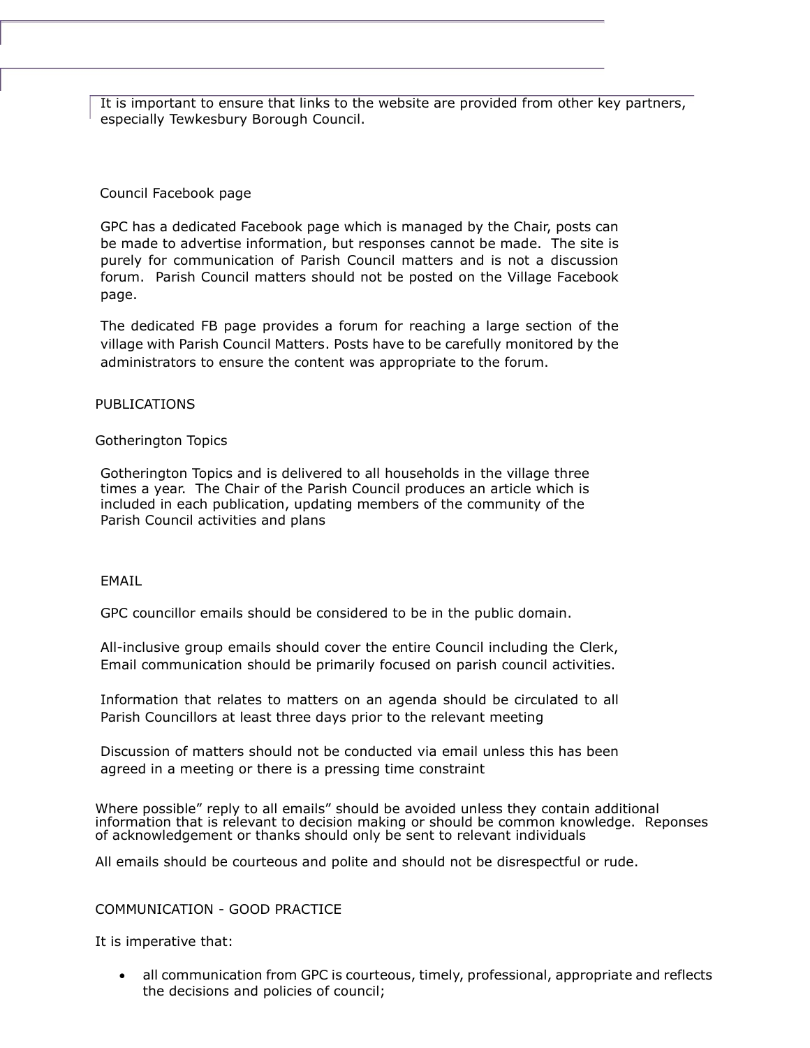It is important to ensure that links to the website are provided from other key partners, especially Tewkesbury Borough Council.

Council Facebook page

GPC has a dedicated Facebook page which is managed by the Chair, posts can be made to advertise information, but responses cannot be made. The site is purely for communication of Parish Council matters and is not a discussion forum. Parish Council matters should not be posted on the Village Facebook page.

The dedicated FB page provides a forum for reaching a large section of the village with Parish Council Matters. Posts have to be carefully monitored by the administrators to ensure the content was appropriate to the forum.

## PUBLICATIONS

### Gotherington Topics

Gotherington Topics and is delivered to all households in the village three times a year. The Chair of the Parish Council produces an article which is included in each publication, updating members of the community of the Parish Council activities and plans

## EMAIL

GPC councillor emails should be considered to be in the public domain.

All-inclusive group emails should cover the entire Council including the Clerk, Email communication should be primarily focused on parish council activities.

Information that relates to matters on an agenda should be circulated to all Parish Councillors at least three days prior to the relevant meeting

Discussion of matters should not be conducted via email unless this has been agreed in a meeting or there is a pressing time constraint

Where possible" reply to all emails" should be avoided unless they contain additional information that is relevant to decision making or should be common knowledge. Reponses of acknowledgement or thanks should only be sent to relevant individuals

All emails should be courteous and polite and should not be disrespectful or rude.

## COMMUNICATION - GOOD PRACTICE

It is imperative that:

- all communication from GPC is courteous, timely, professional, appropriate and reflects the decisions and policies of council;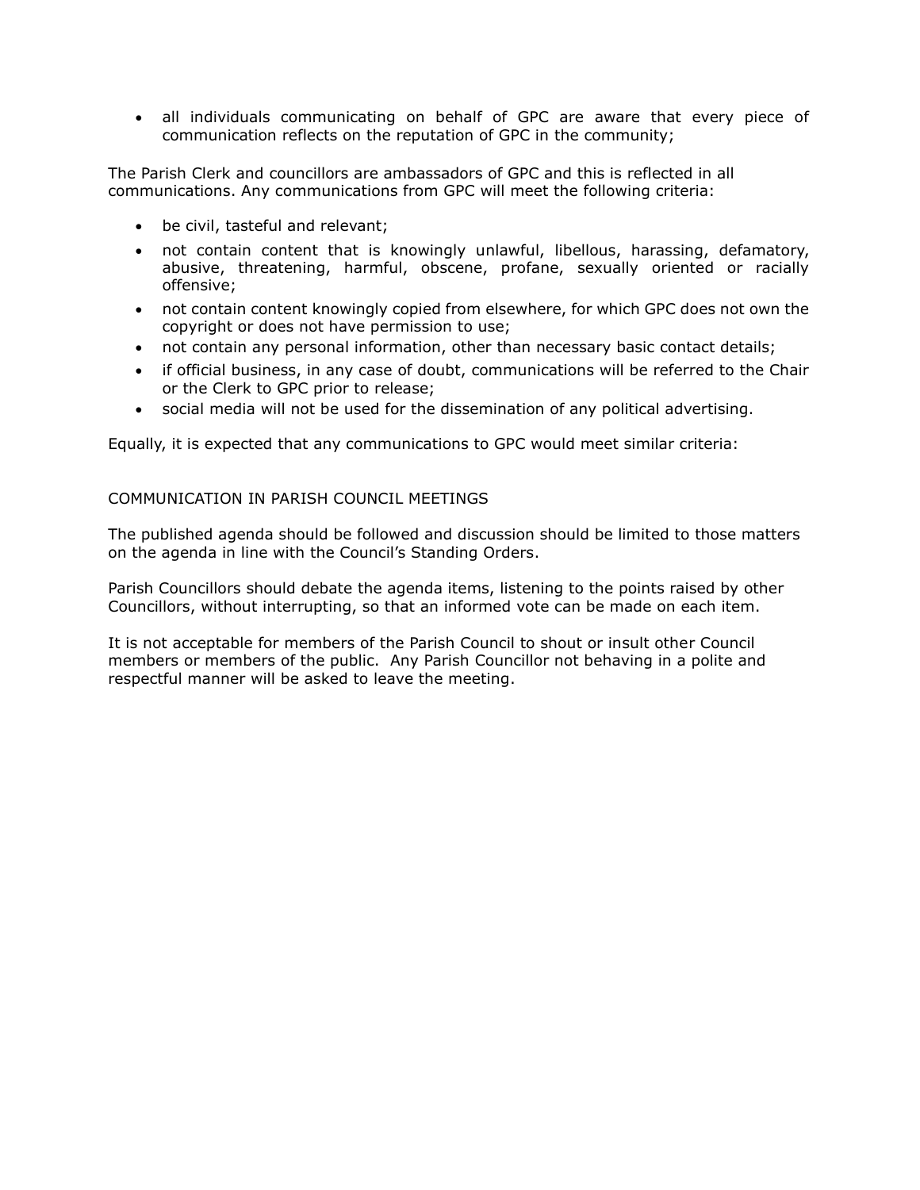- all individuals communicating on behalf of GPC are aware that every piece of communication reflects on the reputation of GPC in the community;

The Parish Clerk and councillors are ambassadors of GPC and this is reflected in all communications. Any communications from GPC will meet the following criteria:

- be civil, tasteful and relevant;
- not contain content that is knowingly unlawful, libellous, harassing, defamatory, abusive, threatening, harmful, obscene, profane, sexually oriented or racially offensive;
- not contain content knowingly copied from elsewhere, for which GPC does not own the copyright or does not have permission to use;
- not contain any personal information, other than necessary basic contact details;
- if official business, in any case of doubt, communications will be referred to the Chair or the Clerk to GPC prior to release;
- social media will not be used for the dissemination of any political advertising.

Equally, it is expected that any communications to GPC would meet similar criteria:

## COMMUNICATION IN PARISH COUNCIL MEETINGS

The published agenda should be followed and discussion should be limited to those matters on the agenda in line with the Council's Standing Orders.

Parish Councillors should debate the agenda items, listening to the points raised by other Councillors, without interrupting, so that an informed vote can be made on each item.

It is not acceptable for members of the Parish Council to shout or insult other Council members or members of the public. Any Parish Councillor not behaving in a polite and respectful manner will be asked to leave the meeting.